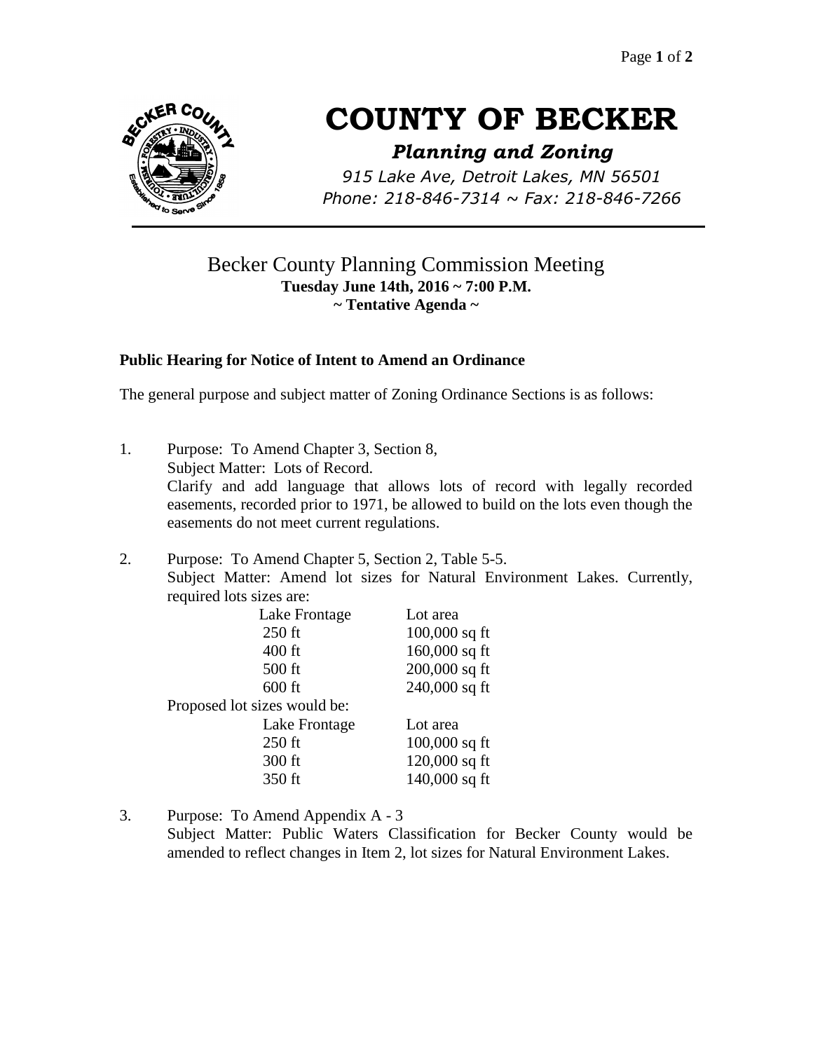# COUNTY OF BECKER

## *Planning and Zoning*

*915 Lake Ave, Detroit Lakes, MN 56501*
*Phone: 218-846-7314 ~ Fax: 218-846-7266*

---

## Becker County Planning Commission Meeting

**Tuesday June 14th, 2016 ~ 7:00 P.M.**
**~ Tentative Agenda ~**

### Public Hearing for Notice of Intent to Amend an Ordinance

The general purpose and subject matter of Zoning Ordinance Sections is as follows:

1. Purpose: To Amend Chapter 3, Section 8,
   Subject Matter: Lots of Record.
   Clarify and add language that allows lots of record with legally recorded easements, recorded prior to 1971, be allowed to build on the lots even though the easements do not meet current regulations.

2. Purpose: To Amend Chapter 5, Section 2, Table 5-5.
   Subject Matter: Amend lot sizes for Natural Environment Lakes. Currently, required lots sizes are:

   | Lake Frontage | Lot area |
   |---|---|
   | 250 ft | 100,000 sq ft |
   | 400 ft | 160,000 sq ft |
   | 500 ft | 200,000 sq ft |
   | 600 ft | 240,000 sq ft |

   Proposed lot sizes would be:

   | Lake Frontage | Lot area |
   |---|---|
   | 250 ft | 100,000 sq ft |
   | 300 ft | 120,000 sq ft |
   | 350 ft | 140,000 sq ft |

3. Purpose: To Amend Appendix A - 3
   Subject Matter: Public Waters Classification for Becker County would be amended to reflect changes in Item 2, lot sizes for Natural Environment Lakes.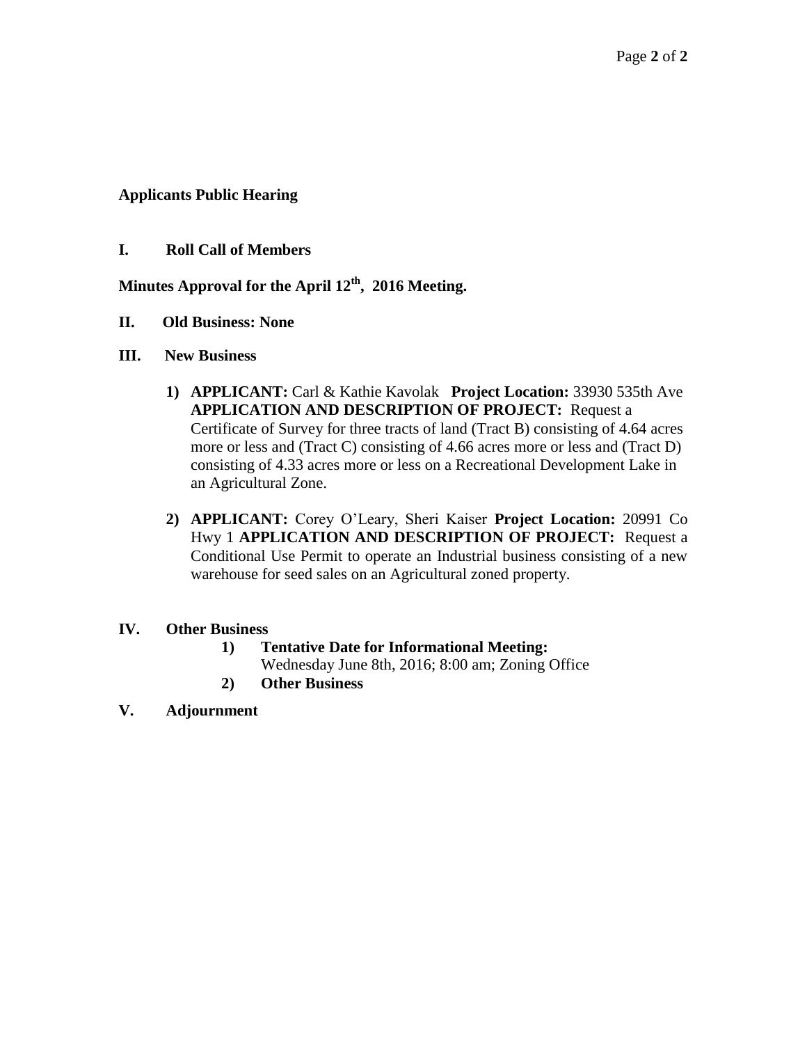**Applicants Public Hearing**

**I. Roll Call of Members**

**Minutes Approval for the April 12th, 2016 Meeting.**

**II. Old Business: None**

**III. New Business**

1) **APPLICANT:** Carl & Kathie Kavolak **Project Location:** 33930 535th Ave **APPLICATION AND DESCRIPTION OF PROJECT:** Request a Certificate of Survey for three tracts of land (Tract B) consisting of 4.64 acres more or less and (Tract C) consisting of 4.66 acres more or less and (Tract D) consisting of 4.33 acres more or less on a Recreational Development Lake in an Agricultural Zone.

2) **APPLICANT:** Corey O'Leary, Sheri Kaiser **Project Location:** 20991 Co Hwy 1 **APPLICATION AND DESCRIPTION OF PROJECT:** Request a Conditional Use Permit to operate an Industrial business consisting of a new warehouse for seed sales on an Agricultural zoned property.

**IV. Other Business**

1) **Tentative Date for Informational Meeting:** Wednesday June 8th, 2016; 8:00 am; Zoning Office
2) **Other Business**

**V. Adjournment**